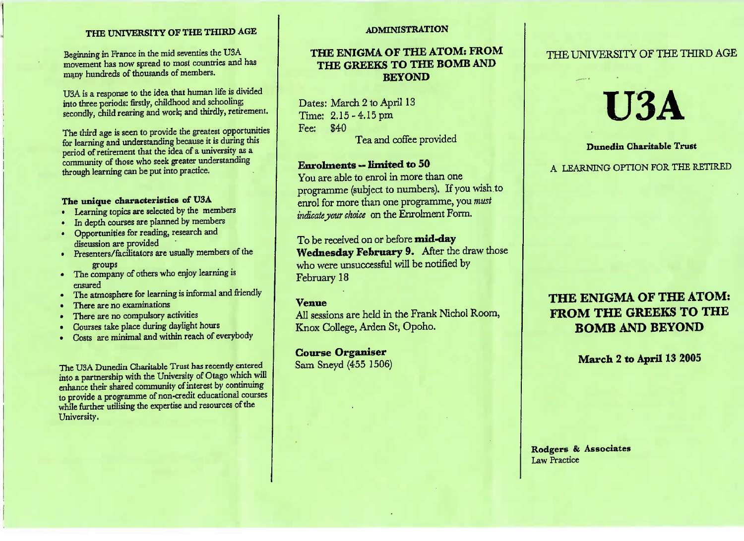## THE UNIVERSITY OF THE THIRD AGE

Beginning in France in the mid seventies the U3A movement has now spread to most countries and has many hundreds of thousands of members.

U3A is a response to the idea that human life is divided into three periods: firstly, childhood and schooling; secondly, child rearing and work; and thirdly, retirement.

The third age is seen to provide the greatest opportunities for learning and understanding because it is during this period of retirement that the idea of a university as a community of those who seek greater understanding through learning can be put into practice.

### The unique characteristics of U3A

- Learning topics are selected by the members
- In depth courses are planned by members
- Opportunities for reading, research and discussion are provided
- Presenters/facilitators are usually members of the groups
- The company of others who enjoy learning is ensured
- The atmosphere for learning is informal and friendly
- There are no examinations
- There are no compulsory activities
- Courses take place during daylight hours
- Costs are minimal and within reach of everybody

The U3A Dunedin Charitable Trust has recently entered into a partnership with the University of Otago which will enhance their shared community of interest by continuing to provide a programme of non-credit educational courses while further utilising the expertise and resources of the University.

## ADMINISTRATION

### THE ENIGMA OF THE ATOM: FROM THE GREEKS TO THE BOMB AND BEYOND

Dates: March 2 to April 13
Time: 2.15 - 4.15 pm
Fee: $40

Tea and coffee provided

**Enrolments -- limited to 50**

You are able to enrol in more than one programme (subject to numbers). If you wish to enrol for more than one programme, you *must indicate your choice* on the Enrolment Form.

To be received on or before **mid-day Wednesday February 9.** After the draw those who were unsuccessful will be notified by February 18

**Venue**

All sessions are held in the Frank Nichol Room, Knox College, Arden St, Opoho.

**Course Organiser**

Sam Sneyd (455 1506)

THE UNIVERSITY OF THE THIRD AGE

# U3A

**Dunedin Charitable Trust**

A LEARNING OPTION FOR THE RETIRED

## THE ENIGMA OF THE ATOM: FROM THE GREEKS TO THE BOMB AND BEYOND

**March 2 to April 13 2005**

**Rodgers & Associates**
Law Practice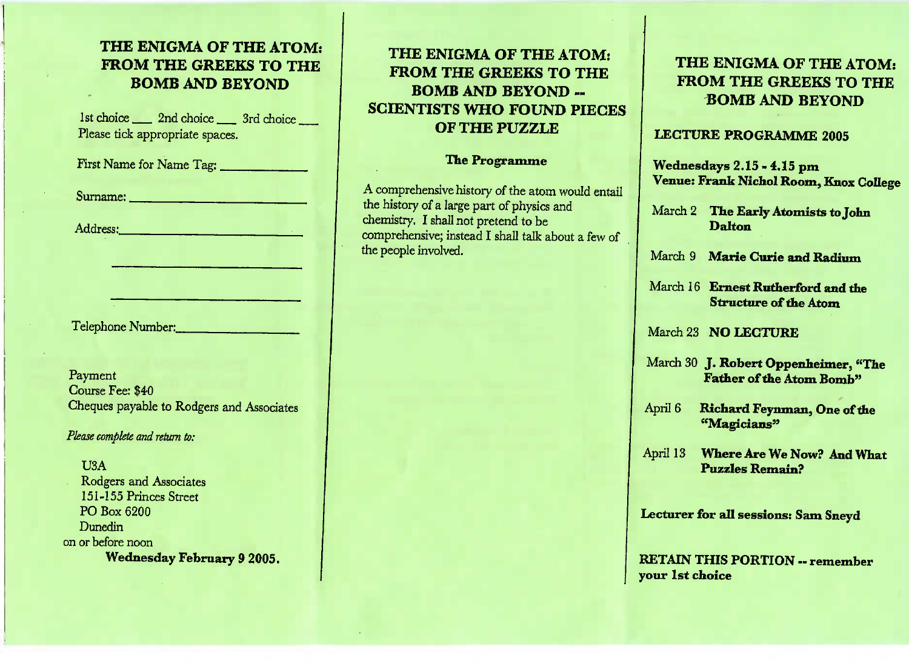## THE ENIGMA OF THE ATOM: FROM THE GREEKS TO THE BOMB AND BEYOND

1st choice ___ 2nd choice ___ 3rd choice ___
Please tick appropriate spaces.

First Name for Name Tag: ____________

Surname: ____________________

Address: ____________________

____________________

____________________

Telephone Number: ________________

Payment
Course Fee: $40
Cheques payable to Rodgers and Associates

*Please complete and return to:*

U3A
Rodgers and Associates
151-155 Princes Street
PO Box 6200
Dunedin
on or before noon
**Wednesday February 9 2005.**

## THE ENIGMA OF THE ATOM: FROM THE GREEKS TO THE BOMB AND BEYOND -- SCIENTISTS WHO FOUND PIECES OF THE PUZZLE

### The Programme

A comprehensive history of the atom would entail the history of a large part of physics and chemistry. I shall not pretend to be comprehensive; instead I shall talk about a few of the people involved.

## THE ENIGMA OF THE ATOM: FROM THE GREEKS TO THE BOMB AND BEYOND

### LECTURE PROGRAMME 2005

**Wednesdays 2.15 - 4.15 pm**
**Venue: Frank Nichol Room, Knox College**

| | |
|---|---|
| March 2 | **The Early Atomists to John Dalton** |
| March 9 | **Marie Curie and Radium** |
| March 16 | **Ernest Rutherford and the Structure of the Atom** |
| March 23 | **NO LECTURE** |
| March 30 | **J. Robert Oppenheimer, "The Father of the Atom Bomb"** |
| April 6 | **Richard Feynman, One of the "Magicians"** |
| April 13 | **Where Are We Now? And What Puzzles Remain?** |

**Lecturer for all sessions: Sam Sneyd**

**RETAIN THIS PORTION -- remember your 1st choice**